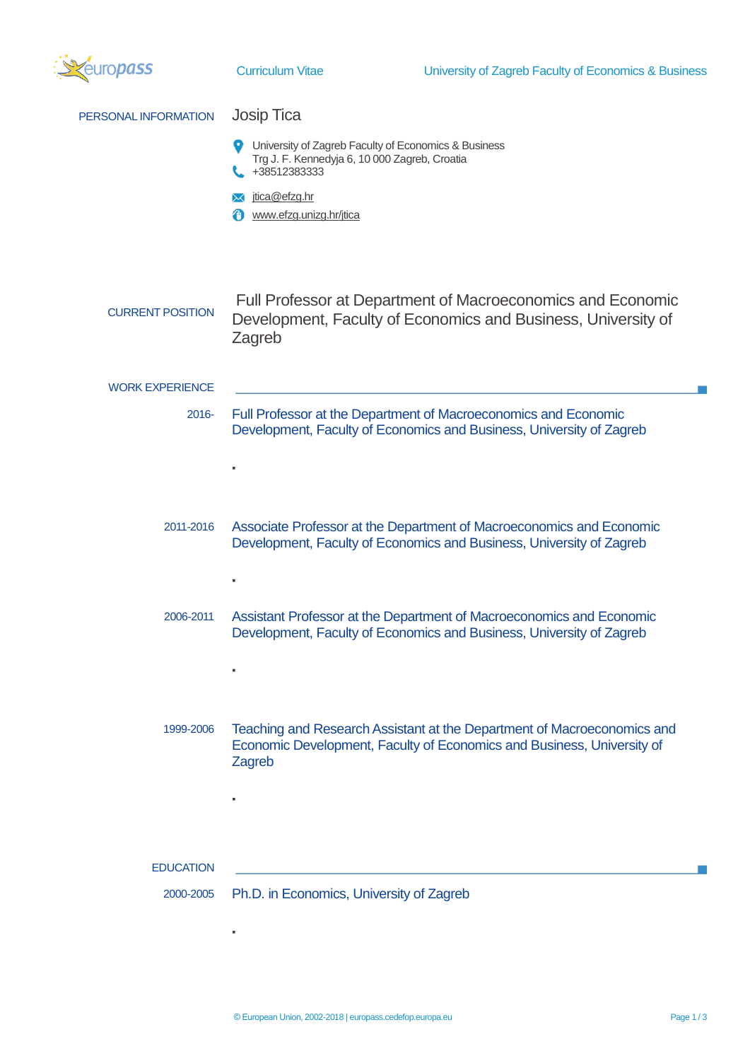Curriculum Vitae

University of Zagreb Faculty of Economics & Business

## PERSONAL INFORMATION

**Josip Tica**

University of Zagreb Faculty of Economics & Business
Trg J. F. Kennedyja 6, 10 000 Zagreb, Croatia
+38512383333

jtica@efzg.hr

www.efzg.unizg.hr/jtica

## CURRENT POSITION

Full Professor at Department of Macroeconomics and Economic Development, Faculty of Economics and Business, University of Zagreb

## WORK EXPERIENCE

**2016-** Full Professor at the Department of Macroeconomics and Economic Development, Faculty of Economics and Business, University of Zagreb

- 

**2011-2016** Associate Professor at the Department of Macroeconomics and Economic Development, Faculty of Economics and Business, University of Zagreb

- 

**2006-2011** Assistant Professor at the Department of Macroeconomics and Economic Development, Faculty of Economics and Business, University of Zagreb

- 

**1999-2006** Teaching and Research Assistant at the Department of Macroeconomics and Economic Development, Faculty of Economics and Business, University of Zagreb

- 

## EDUCATION

**2000-2005** Ph.D. in Economics, University of Zagreb

- 

© European Union, 2002-2018 | europass.cedefop.europa.eu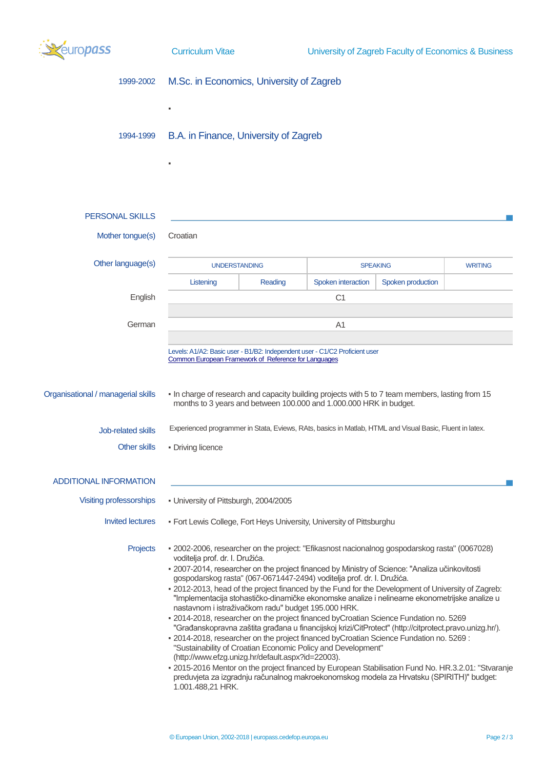1999-2002 **M.Sc. in Economics, University of Zagreb**

▪

1994-1999 **B.A. in Finance, University of Zagreb**

▪

## PERSONAL SKILLS

**Mother tongue(s)** Croatian

**Other language(s)**

| | UNDERSTANDING | | SPEAKING | | WRITING |
|---|---|---|---|---|---|
| | Listening | Reading | Spoken interaction | Spoken production | |
| English | C1 | | | | |
| German | A1 | | | | |

Levels: A1/A2: Basic user - B1/B2: Independent user - C1/C2 Proficient user
Common European Framework of Reference for Languages

**Organisational / managerial skills**

- In charge of research and capacity building projects with 5 to 7 team members, lasting from 15 months to 3 years and between 100.000 and 1.000.000 HRK in budget.

**Job-related skills**

Experienced programmer in Stata, Eviews, RAts, basics in Matlab, HTML and Visual Basic, Fluent in latex.

**Other skills**

- Driving licence

## ADDITIONAL INFORMATION

**Visiting professorships**

- University of Pittsburgh, 2004/2005

**Invited lectures**

- Fort Lewis College, Fort Heys University, University of Pittsburghu

**Projects**

- 2002-2006, researcher on the project: "Efikasnost nacionalnog gospodarskog rasta" (0067028) voditelja prof. dr. I. Družića.
- 2007-2014, researcher on the project financed by Ministry of Science: "Analiza učinkovitosti gospodarskog rasta" (067-0671447-2494) voditelja prof. dr. I. Družića.
- 2012-2013, head of the project financed by the Fund for the Development of University of Zagreb: "Implementacija stohastičko-dinamičke ekonomske analize i nelinearne ekonometrijske analize u nastavnom i istraživačkom radu" budget 195.000 HRK.
- 2014-2018, researcher on the project financed byCroatian Science Fundation no. 5269 "Građanskopravna zaštita građana u financijskoj krizi/CitProtect" (http://citprotect.pravo.unizg.hr/).
- 2014-2018, researcher on the project financed byCroatian Science Fundation no. 5269 : "Sustainability of Croatian Economic Policy and Development" (http://www.efzg.unizg.hr/default.aspx?id=22003).
- 2015-2016 Mentor on the project financed by European Stabilisation Fund No. HR.3.2.01: "Stvaranje preduvjeta za izgradnju računalnog makroekonomskog modela za Hrvatsku (SPIRITH)" budget: 1.001.488,21 HRK.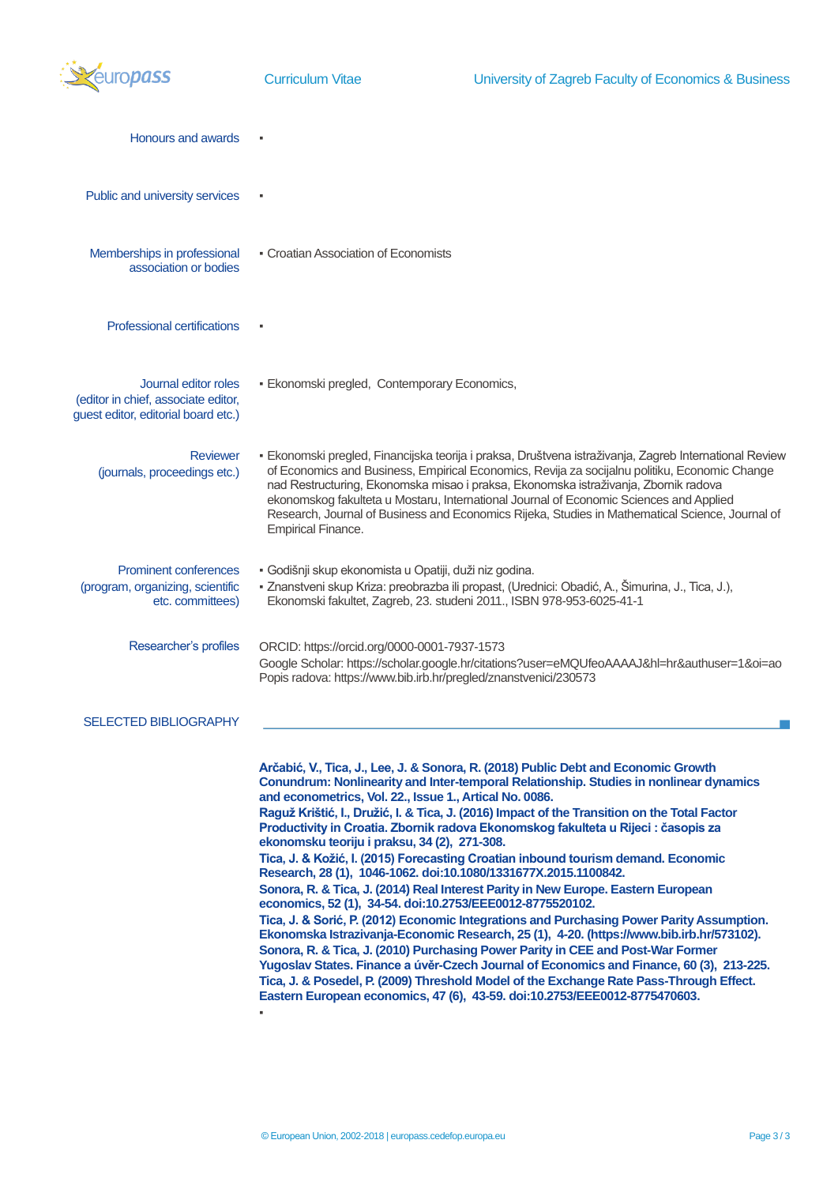| | |
|---|---|
| Honours and awards | ▪ |
| Public and university services | ▪ |
| Memberships in professional association or bodies | ▪ Croatian Association of Economists |
| Professional certifications | ▪ |
| Journal editor roles (editor in chief, associate editor, guest editor, editorial board etc.) | ▪ Ekonomski pregled,  Contemporary Economics, |
| Reviewer (journals, proceedings etc.) | ▪ Ekonomski pregled, Financijska teorija i praksa, Društvena istraživanja, Zagreb International Review of Economics and Business, Empirical Economics, Revija za socijalnu politiku, Economic Change nad Restructuring, Ekonomska misao i praksa, Ekonomska istraživanja, Zbornik radova ekonomskog fakulteta u Mostaru, International Journal of Economic Sciences and Applied Research, Journal of Business and Economics Rijeka, Studies in Mathematical Science, Journal of Empirical Finance. |
| Prominent conferences (program, organizing, scientific etc. committees) | ▪ Godišnji skup ekonomista u Opatiji, duži niz godina.<br>▪ Znanstveni skup Kriza: preobrazba ili propast, (Urednici: Obadić, A., Šimurina, J., Tica, J.), Ekonomski fakultet, Zagreb, 23. studeni 2011., ISBN 978-953-6025-41-1 |
| Researcher's profiles | ORCID: https://orcid.org/0000-0001-7937-1573<br>Google Scholar: https://scholar.google.hr/citations?user=eMQUfeoAAAAJ&hl=hr&authuser=1&oi=ao<br>Popis radova: https://www.bib.irb.hr/pregled/znanstvenici/230573 |

## SELECTED BIBLIOGRAPHY

**Arčabić, V., Tica, J., Lee, J. & Sonora, R. (2018) Public Debt and Economic Growth Conundrum: Nonlinearity and Inter-temporal Relationship. Studies in nonlinear dynamics and econometrics, Vol. 22., Issue 1., Artical No. 0086.**
**Raguž Krištić, I., Družić, I. & Tica, J. (2016) Impact of the Transition on the Total Factor Productivity in Croatia. Zbornik radova Ekonomskog fakulteta u Rijeci : časopis za ekonomsku teoriju i praksu, 34 (2), 271-308.**
**Tica, J. & Kožić, I. (2015) Forecasting Croatian inbound tourism demand. Economic Research, 28 (1), 1046-1062. doi:10.1080/1331677X.2015.1100842.**
**Sonora, R. & Tica, J. (2014) Real Interest Parity in New Europe. Eastern European economics, 52 (1), 34-54. doi:10.2753/EEE0012-8775520102.**
**Tica, J. & Sorić, P. (2012) Economic Integrations and Purchasing Power Parity Assumption. Ekonomska Istrazivanja-Economic Research, 25 (1), 4-20. (https://www.bib.irb.hr/573102).**
**Sonora, R. & Tica, J. (2010) Purchasing Power Parity in CEE and Post-War Former Yugoslav States. Finance a úvěr-Czech Journal of Economics and Finance, 60 (3), 213-225.**
**Tica, J. & Posedel, P. (2009) Threshold Model of the Exchange Rate Pass-Through Effect. Eastern European economics, 47 (6), 43-59. doi:10.2753/EEE0012-8775470603.**

▪